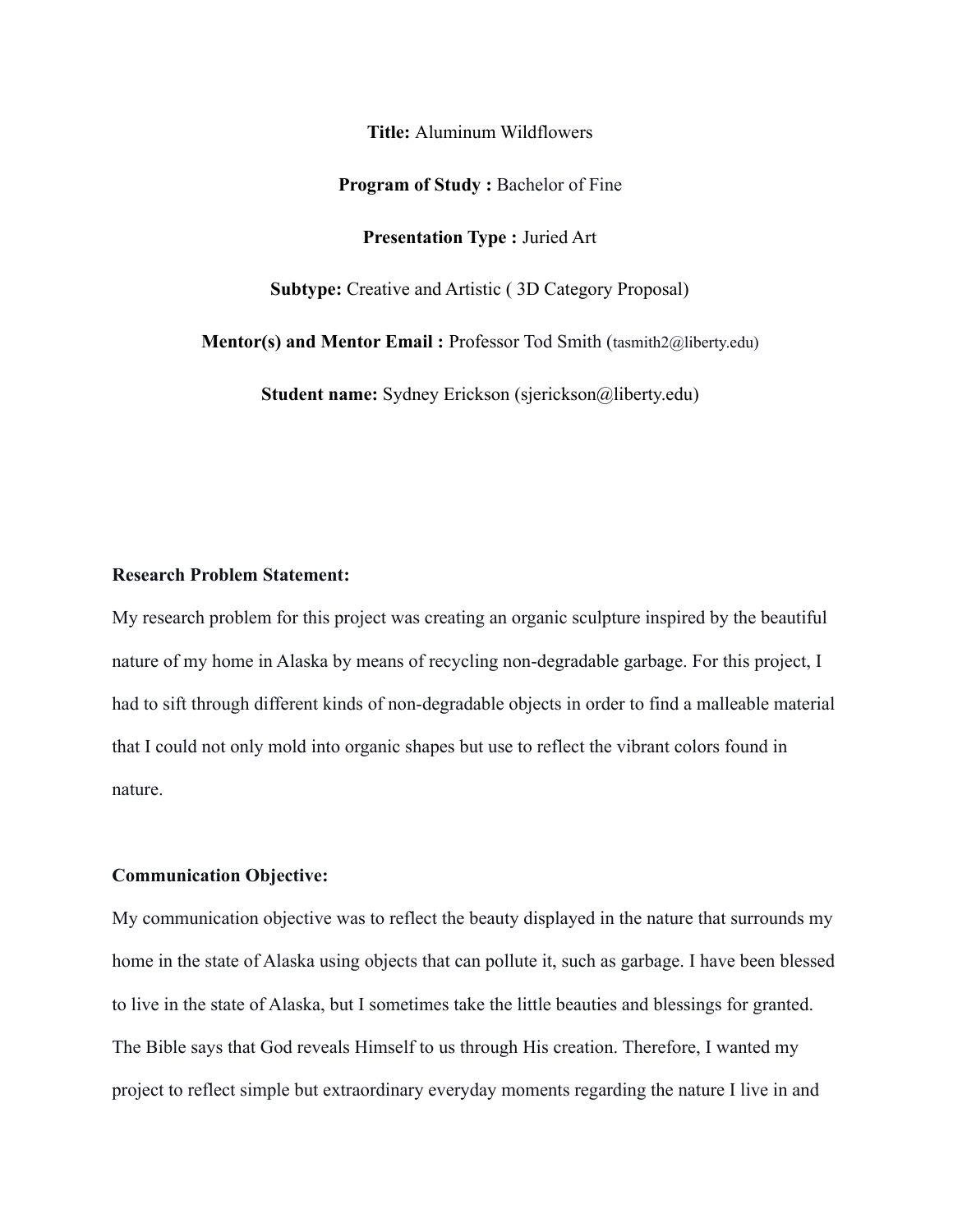**Title:** Aluminum Wildflowers

**Program of Study :** Bachelor of Fine

**Presentation Type :** Juried Art

**Subtype:** Creative and Artistic ( 3D Category Proposal)

**Mentor(s) and Mentor Email :** Professor Tod Smith (tasmith2@liberty.edu)

**Student name:** Sydney Erickson (sjerickson@liberty.edu)

**Research Problem Statement:**

My research problem for this project was creating an organic sculpture inspired by the beautiful nature of my home in Alaska by means of recycling non-degradable garbage. For this project, I had to sift through different kinds of non-degradable objects in order to find a malleable material that I could not only mold into organic shapes but use to reflect the vibrant colors found in nature.

**Communication Objective:**

My communication objective was to reflect the beauty displayed in the nature that surrounds my home in the state of Alaska using objects that can pollute it, such as garbage. I have been blessed to live in the state of Alaska, but I sometimes take the little beauties and blessings for granted. The Bible says that God reveals Himself to us through His creation. Therefore, I wanted my project to reflect simple but extraordinary everyday moments regarding the nature I live in and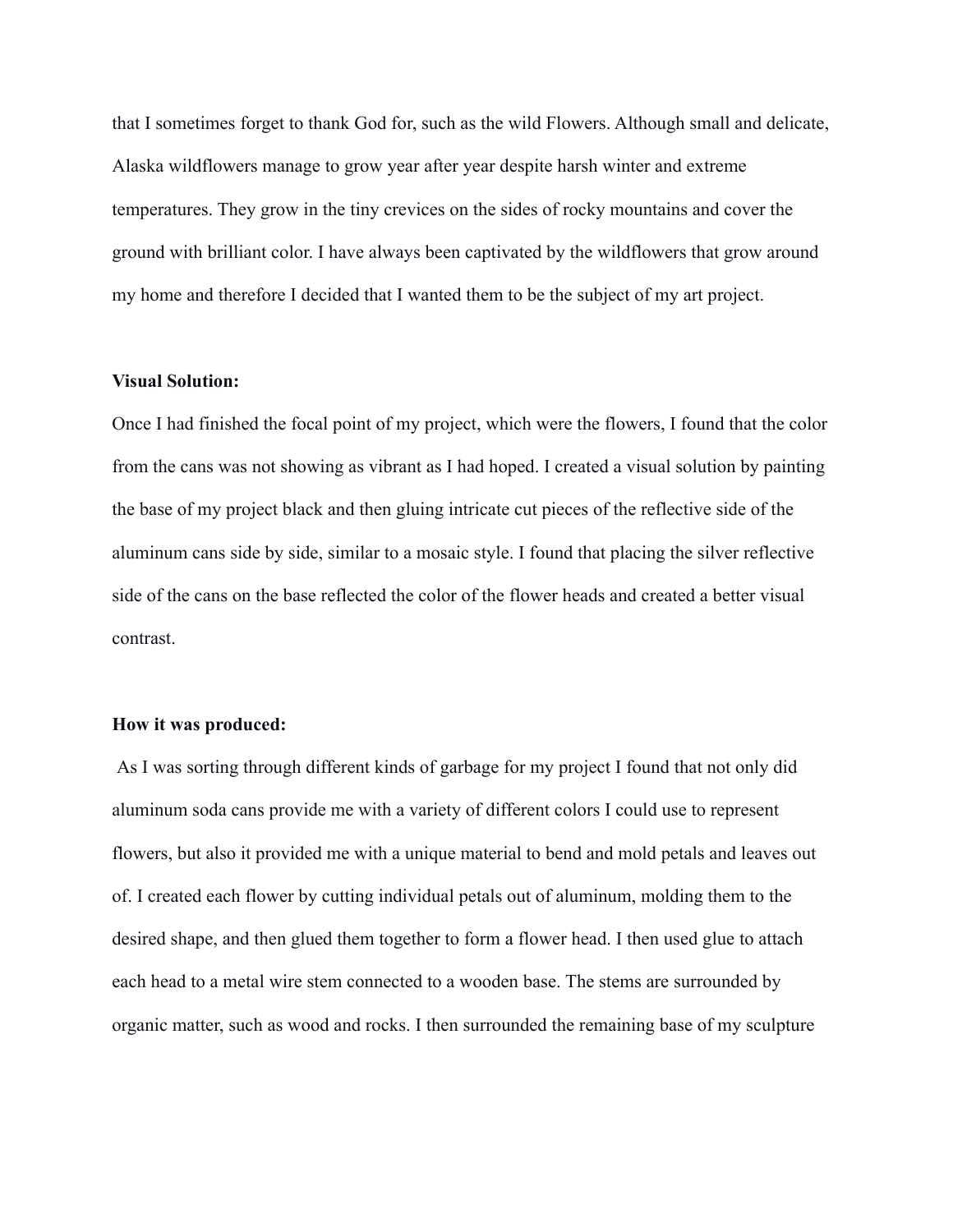that I sometimes forget to thank God for, such as the wild Flowers. Although small and delicate, Alaska wildflowers manage to grow year after year despite harsh winter and extreme temperatures. They grow in the tiny crevices on the sides of rocky mountains and cover the ground with brilliant color. I have always been captivated by the wildflowers that grow around my home and therefore I decided that I wanted them to be the subject of my art project.

**Visual Solution:**

Once I had finished the focal point of my project, which were the flowers, I found that the color from the cans was not showing as vibrant as I had hoped. I created a visual solution by painting the base of my project black and then gluing intricate cut pieces of the reflective side of the aluminum cans side by side, similar to a mosaic style. I found that placing the silver reflective side of the cans on the base reflected the color of the flower heads and created a better visual contrast.

**How it was produced:**

As I was sorting through different kinds of garbage for my project I found that not only did aluminum soda cans provide me with a variety of different colors I could use to represent flowers, but also it provided me with a unique material to bend and mold petals and leaves out of. I created each flower by cutting individual petals out of aluminum, molding them to the desired shape, and then glued them together to form a flower head. I then used glue to attach each head to a metal wire stem connected to a wooden base. The stems are surrounded by organic matter, such as wood and rocks. I then surrounded the remaining base of my sculpture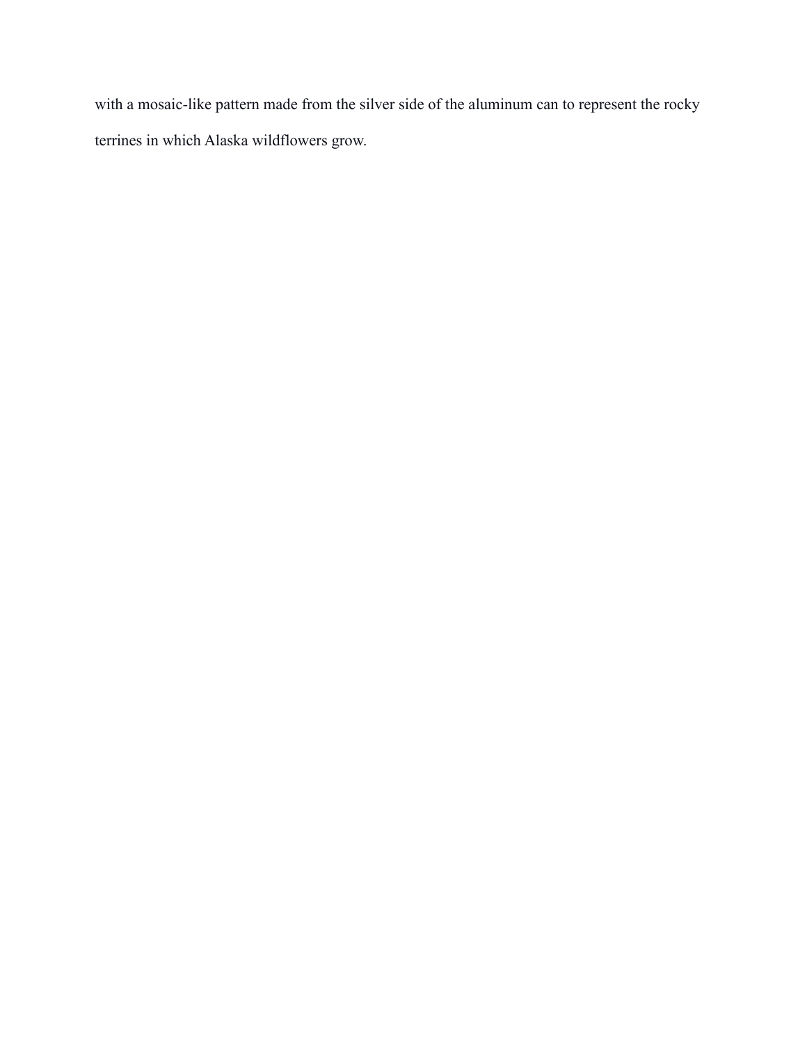with a mosaic-like pattern made from the silver side of the aluminum can to represent the rocky terrines in which Alaska wildflowers grow.